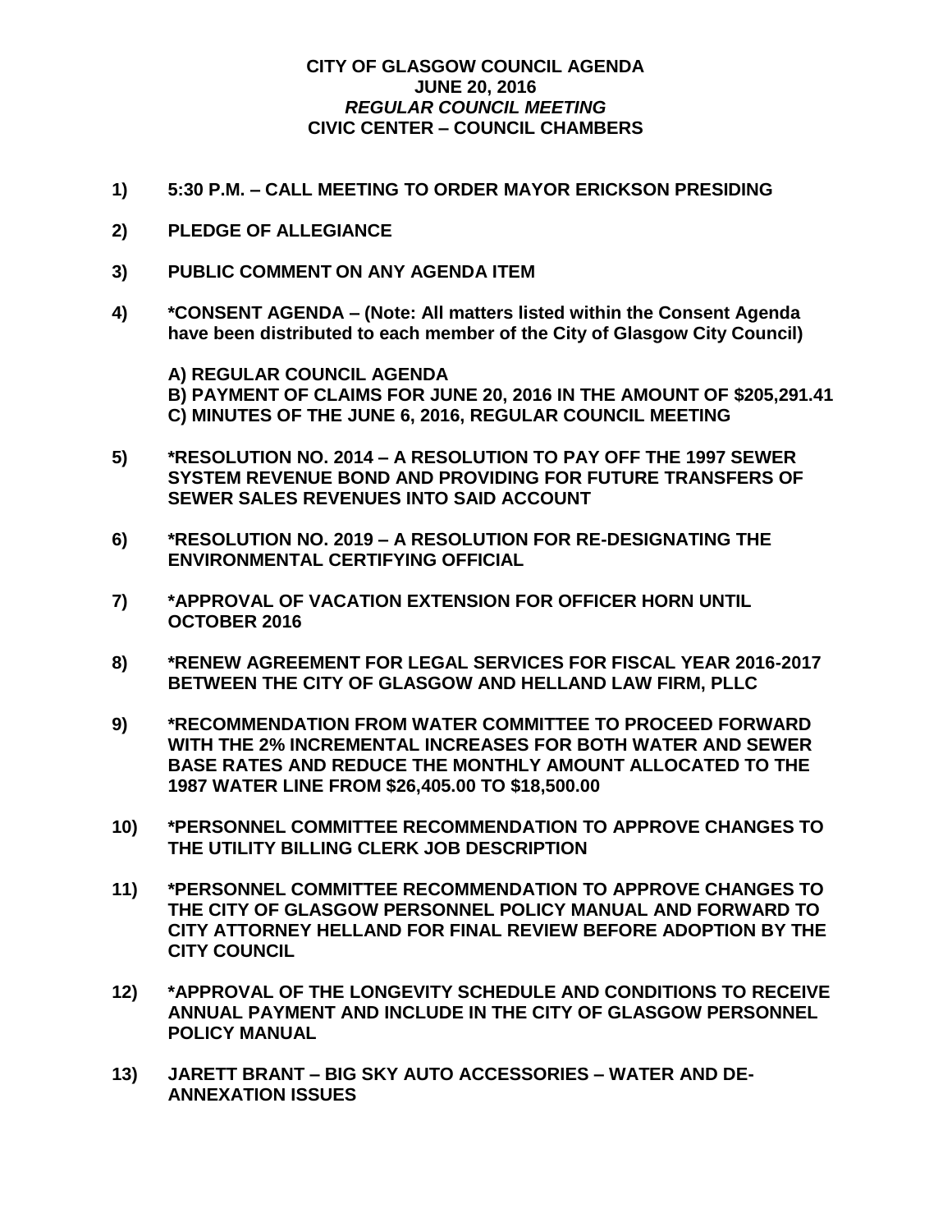# CITY OF GLASGOW COUNCIL AGENDA
## JUNE 20, 2016
### *REGULAR COUNCIL MEETING*
### CIVIC CENTER – COUNCIL CHAMBERS

**1) 5:30 P.M. – CALL MEETING TO ORDER MAYOR ERICKSON PRESIDING**

**2) PLEDGE OF ALLEGIANCE**

**3) PUBLIC COMMENT ON ANY AGENDA ITEM**

**4) *CONSENT AGENDA – (Note: All matters listed within the Consent Agenda have been distributed to each member of the City of Glasgow City Council)**

**A) REGULAR COUNCIL AGENDA**
**B) PAYMENT OF CLAIMS FOR JUNE 20, 2016 IN THE AMOUNT OF $205,291.41**
**C) MINUTES OF THE JUNE 6, 2016, REGULAR COUNCIL MEETING**

**5) *RESOLUTION NO. 2014 – A RESOLUTION TO PAY OFF THE 1997 SEWER SYSTEM REVENUE BOND AND PROVIDING FOR FUTURE TRANSFERS OF SEWER SALES REVENUES INTO SAID ACCOUNT**

**6) *RESOLUTION NO. 2019 – A RESOLUTION FOR RE-DESIGNATING THE ENVIRONMENTAL CERTIFYING OFFICIAL**

**7) *APPROVAL OF VACATION EXTENSION FOR OFFICER HORN UNTIL OCTOBER 2016**

**8) *RENEW AGREEMENT FOR LEGAL SERVICES FOR FISCAL YEAR 2016-2017 BETWEEN THE CITY OF GLASGOW AND HELLAND LAW FIRM, PLLC**

**9) *RECOMMENDATION FROM WATER COMMITTEE TO PROCEED FORWARD WITH THE 2% INCREMENTAL INCREASES FOR BOTH WATER AND SEWER BASE RATES AND REDUCE THE MONTHLY AMOUNT ALLOCATED TO THE 1987 WATER LINE FROM $26,405.00 TO $18,500.00**

**10) *PERSONNEL COMMITTEE RECOMMENDATION TO APPROVE CHANGES TO THE UTILITY BILLING CLERK JOB DESCRIPTION**

**11) *PERSONNEL COMMITTEE RECOMMENDATION TO APPROVE CHANGES TO THE CITY OF GLASGOW PERSONNEL POLICY MANUAL AND FORWARD TO CITY ATTORNEY HELLAND FOR FINAL REVIEW BEFORE ADOPTION BY THE CITY COUNCIL**

**12) *APPROVAL OF THE LONGEVITY SCHEDULE AND CONDITIONS TO RECEIVE ANNUAL PAYMENT AND INCLUDE IN THE CITY OF GLASGOW PERSONNEL POLICY MANUAL**

**13) JARETT BRANT – BIG SKY AUTO ACCESSORIES – WATER AND DE-ANNEXATION ISSUES**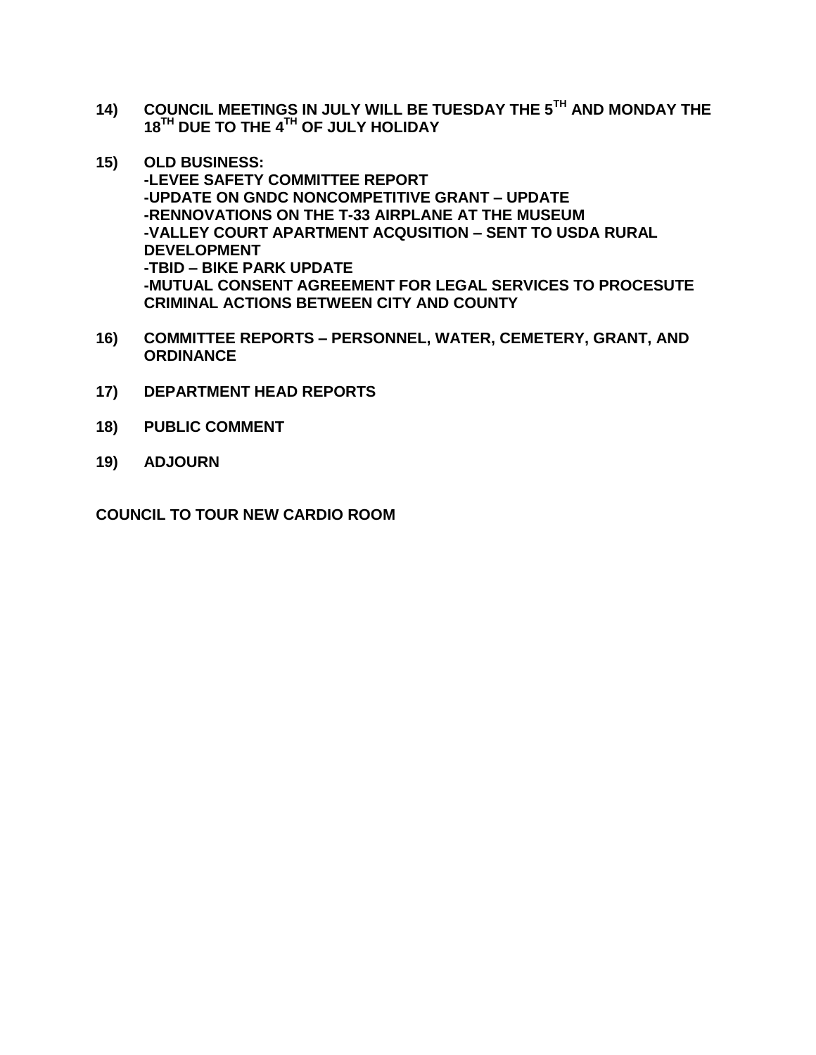14) **COUNCIL MEETINGS IN JULY WILL BE TUESDAY THE 5TH AND MONDAY THE 18TH DUE TO THE 4TH OF JULY HOLIDAY**

15) **OLD BUSINESS:**
    **-LEVEE SAFETY COMMITTEE REPORT**
    **-UPDATE ON GNDC NONCOMPETITIVE GRANT – UPDATE**
    **-RENNOVATIONS ON THE T-33 AIRPLANE AT THE MUSEUM**
    **-VALLEY COURT APARTMENT ACQUSITION – SENT TO USDA RURAL DEVELOPMENT**
    **-TBID – BIKE PARK UPDATE**
    **-MUTUAL CONSENT AGREEMENT FOR LEGAL SERVICES TO PROCESUTE CRIMINAL ACTIONS BETWEEN CITY AND COUNTY**

16) **COMMITTEE REPORTS – PERSONNEL, WATER, CEMETERY, GRANT, AND ORDINANCE**

17) **DEPARTMENT HEAD REPORTS**

18) **PUBLIC COMMENT**

19) **ADJOURN**

**COUNCIL TO TOUR NEW CARDIO ROOM**